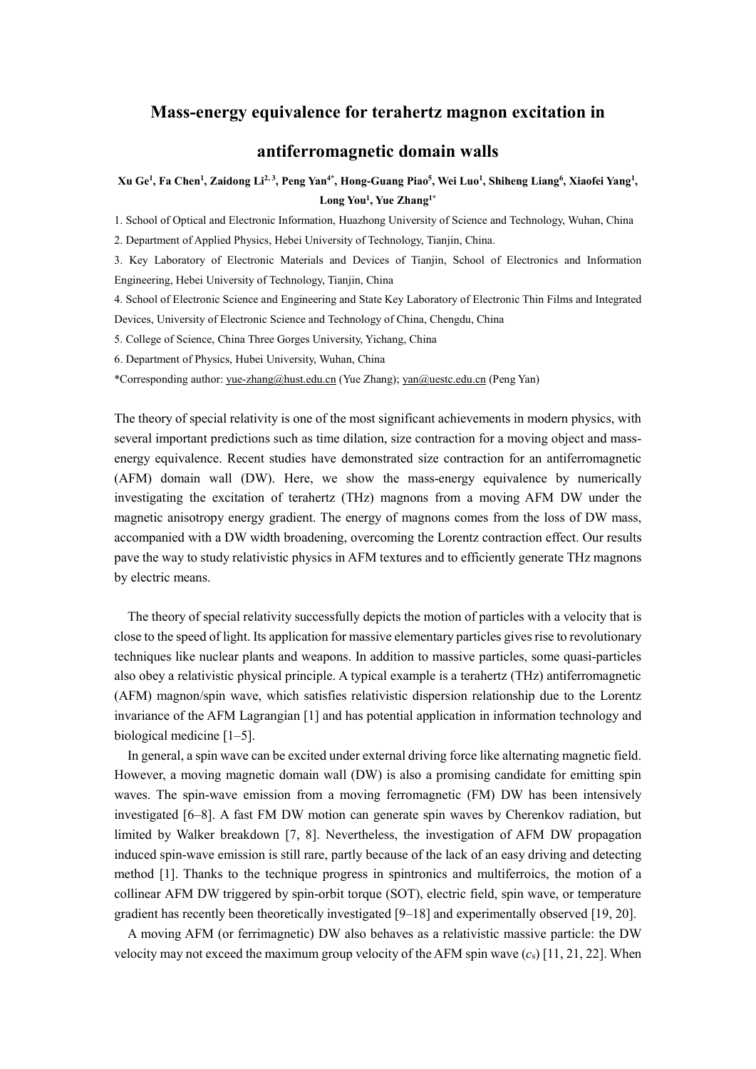# Mass-energy equivalence for terahertz magnon excitation in antiferromagnetic domain walls

**Xu Ge[1], Fa Chen[1], Zaidong Li[2, 3], Peng Yan[4*], Hong-Guang Piao[5], Wei Luo[1], Shiheng Liang[6], Xiaofei Yang[1], Long You[1], Yue Zhang[1*]**

1. School of Optical and Electronic Information, Huazhong University of Science and Technology, Wuhan, China
2. Department of Applied Physics, Hebei University of Technology, Tianjin, China.
3. Key Laboratory of Electronic Materials and Devices of Tianjin, School of Electronics and Information Engineering, Hebei University of Technology, Tianjin, China
4. School of Electronic Science and Engineering and State Key Laboratory of Electronic Thin Films and Integrated Devices, University of Electronic Science and Technology of China, Chengdu, China
5. College of Science, China Three Gorges University, Yichang, China
6. Department of Physics, Hubei University, Wuhan, China

*Corresponding author: yue-zhang@hust.edu.cn (Yue Zhang); yan@uestc.edu.cn (Peng Yan)

The theory of special relativity is one of the most significant achievements in modern physics, with several important predictions such as time dilation, size contraction for a moving object and mass-energy equivalence. Recent studies have demonstrated size contraction for an antiferromagnetic (AFM) domain wall (DW). Here, we show the mass-energy equivalence by numerically investigating the excitation of terahertz (THz) magnons from a moving AFM DW under the magnetic anisotropy energy gradient. The energy of magnons comes from the loss of DW mass, accompanied with a DW width broadening, overcoming the Lorentz contraction effect. Our results pave the way to study relativistic physics in AFM textures and to efficiently generate THz magnons by electric means.

The theory of special relativity successfully depicts the motion of particles with a velocity that is close to the speed of light. Its application for massive elementary particles gives rise to revolutionary techniques like nuclear plants and weapons. In addition to massive particles, some quasi-particles also obey a relativistic physical principle. A typical example is a terahertz (THz) antiferromagnetic (AFM) magnon/spin wave, which satisfies relativistic dispersion relationship due to the Lorentz invariance of the AFM Lagrangian [1] and has potential application in information technology and biological medicine [1–5].

In general, a spin wave can be excited under external driving force like alternating magnetic field. However, a moving magnetic domain wall (DW) is also a promising candidate for emitting spin waves. The spin-wave emission from a moving ferromagnetic (FM) DW has been intensively investigated [6–8]. A fast FM DW motion can generate spin waves by Cherenkov radiation, but limited by Walker breakdown [7, 8]. Nevertheless, the investigation of AFM DW propagation induced spin-wave emission is still rare, partly because of the lack of an easy driving and detecting method [1]. Thanks to the technique progress in spintronics and multiferroics, the motion of a collinear AFM DW triggered by spin-orbit torque (SOT), electric field, spin wave, or temperature gradient has recently been theoretically investigated [9–18] and experimentally observed [19, 20].

A moving AFM (or ferrimagnetic) DW also behaves as a relativistic massive particle: the DW velocity may not exceed the maximum group velocity of the AFM spin wave ($c_s$) [11, 21, 22]. When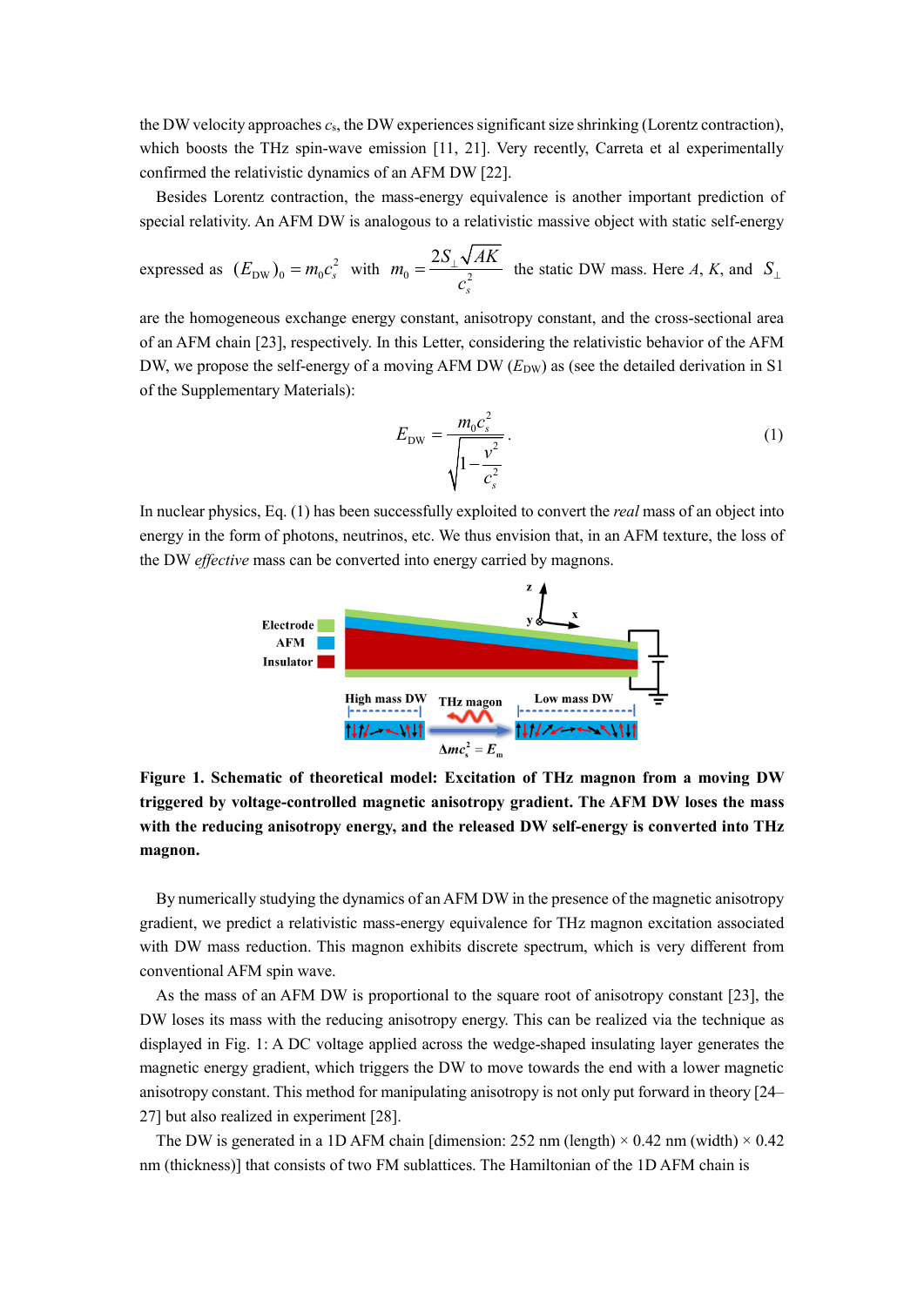the DW velocity approaches $c_s$, the DW experiences significant size shrinking (Lorentz contraction), which boosts the THz spin-wave emission [11, 21]. Very recently, Carreta et al experimentally confirmed the relativistic dynamics of an AFM DW [22].

Besides Lorentz contraction, the mass-energy equivalence is another important prediction of special relativity. An AFM DW is analogous to a relativistic massive object with static self-energy expressed as $(E_{\mathrm{DW}})_0 = m_0 c_s^2$ with $m_0 = \frac{2S_\perp \sqrt{AK}}{c_s^2}$ the static DW mass. Here $A$, $K$, and $S_\perp$ are the homogeneous exchange energy constant, anisotropy constant, and the cross-sectional area of an AFM chain [23], respectively. In this Letter, considering the relativistic behavior of the AFM DW, we propose the self-energy of a moving AFM DW ($E_{\mathrm{DW}}$) as (see the detailed derivation in S1 of the Supplementary Materials):

$$E_{\mathrm{DW}} = \frac{m_0 c_s^2}{\sqrt{1 - \frac{v^2}{c_s^2}}}. \tag{1}$$

In nuclear physics, Eq. (1) has been successfully exploited to convert the *real* mass of an object into energy in the form of photons, neutrinos, etc. We thus envision that, in an AFM texture, the loss of the DW *effective* mass can be converted into energy carried by magnons.

Electrode
AFM
Insulator
z
y
x
High mass DW
THz magon
Low mass DW
$\Delta mc_s^2 = E_m$

**Figure 1. Schematic of theoretical model: Excitation of THz magnon from a moving DW triggered by voltage-controlled magnetic anisotropy gradient. The AFM DW loses the mass with the reducing anisotropy energy, and the released DW self-energy is converted into THz magnon.**

By numerically studying the dynamics of an AFM DW in the presence of the magnetic anisotropy gradient, we predict a relativistic mass-energy equivalence for THz magnon excitation associated with DW mass reduction. This magnon exhibits discrete spectrum, which is very different from conventional AFM spin wave.

As the mass of an AFM DW is proportional to the square root of anisotropy constant [23], the DW loses its mass with the reducing anisotropy energy. This can be realized via the technique as displayed in Fig. 1: A DC voltage applied across the wedge-shaped insulating layer generates the magnetic energy gradient, which triggers the DW to move towards the end with a lower magnetic anisotropy constant. This method for manipulating anisotropy is not only put forward in theory [24–27] but also realized in experiment [28].

The DW is generated in a 1D AFM chain [dimension: 252 nm (length) × 0.42 nm (width) × 0.42 nm (thickness)] that consists of two FM sublattices. The Hamiltonian of the 1D AFM chain is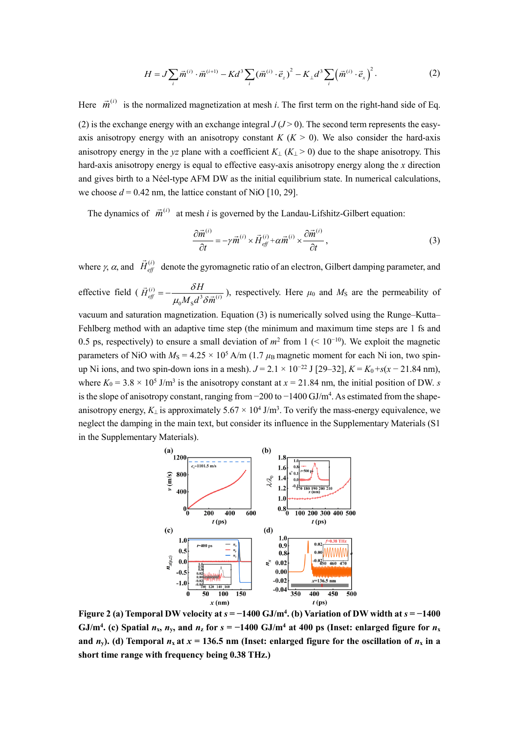$$H = J\sum_i \vec{m}^{(i)} \cdot \vec{m}^{(i+1)} - Kd^3 \sum_i (\vec{m}^{(i)} \cdot \vec{e}_z)^2 - K_\perp d^3 \sum_i \left(\vec{m}^{(i)} \cdot \vec{e}_x\right)^2 . \tag{2}$$

Here $\vec{m}^{(i)}$ is the normalized magnetization at mesh $i$. The first term on the right-hand side of Eq. (2) is the exchange energy with an exchange integral $J$ ($J > 0$). The second term represents the easy-axis anisotropy energy with an anisotropy constant $K$ ($K > 0$). We also consider the hard-axis anisotropy energy in the $yz$ plane with a coefficient $K_\perp$ ($K_\perp > 0$) due to the shape anisotropy. This hard-axis anisotropy energy is equal to effective easy-axis anisotropy energy along the $x$ direction and gives birth to a Néel-type AFM DW as the initial equilibrium state. In numerical calculations, we choose $d = 0.42$ nm, the lattice constant of NiO [10, 29].

The dynamics of $\vec{m}^{(i)}$ at mesh $i$ is governed by the Landau-Lifshitz-Gilbert equation:

$$\frac{\partial \vec{m}^{(i)}}{\partial t} = -\gamma \vec{m}^{(i)} \times \vec{H}_{eff}^{(i)} + \alpha \vec{m}^{(i)} \times \frac{\partial \vec{m}^{(i)}}{\partial t} , \tag{3}$$

where $\gamma$, $\alpha$, and $\vec{H}_{eff}^{(i)}$ denote the gyromagnetic ratio of an electron, Gilbert damping parameter, and effective field ($\vec{H}_{eff}^{(i)} = -\frac{\delta H}{\mu_0 M_S d^3 \delta \vec{m}^{(i)}}$), respectively. Here $\mu_0$ and $M_S$ are the permeability of vacuum and saturation magnetization. Equation (3) is numerically solved using the Runge–Kutta–Fehlberg method with an adaptive time step (the minimum and maximum time steps are 1 fs and 0.5 ps, respectively) to ensure a small deviation of $m^2$ from 1 ($< 10^{-10}$). We exploit the magnetic parameters of NiO with $M_S = 4.25 \times 10^5$ A/m (1.7 $\mu_B$ magnetic moment for each Ni ion, two spin-up Ni ions, and two spin-down ions in a mesh). $J = 2.1 \times 10^{-22}$ J [29–32], $K = K_0 + s(x - 21.84$ nm), where $K_0 = 3.8 \times 10^5$ J/m$^3$ is the anisotropy constant at $x = 21.84$ nm, the initial position of DW. $s$ is the slope of anisotropy constant, ranging from −200 to −1400 GJ/m$^4$. As estimated from the shape-anisotropy energy, $K_\perp$ is approximately $5.67 \times 10^4$ J/m$^3$. To verify the mass-energy equivalence, we neglect the damping in the main text, but consider its influence in the Supplementary Materials (S1 in the Supplementary Materials).

(a)
$c_s$=1101.5 m/s
$v$ (m/s)
$t$ (ps)

(b)
$\lambda/\lambda_0$
$t$=500 ps
$n_x$
$x$ (nm)
$t$ (ps)

(c)
$t$=400 ps
$n_x$
$n_y$
$n_z$
$n_{x(y,z)}$
$x$ (nm)

(d)
$f$=0.38 THz
$x$=136.5 nm
$n_x$
$t$ (ps)

**Figure 2 (a) Temporal DW velocity at $s$ = −1400 GJ/m$^4$. (b) Variation of DW width at $s$ = −1400 GJ/m$^4$. (c) Spatial $n_x$, $n_y$, and $n_z$ for $s$ = −1400 GJ/m$^4$ at 400 ps (Inset: enlarged figure for $n_x$ and $n_y$). (d) Temporal $n_x$ at $x$ = 136.5 nm (Inset: enlarged figure for the oscillation of $n_x$ in a short time range with frequency being 0.38 THz.)**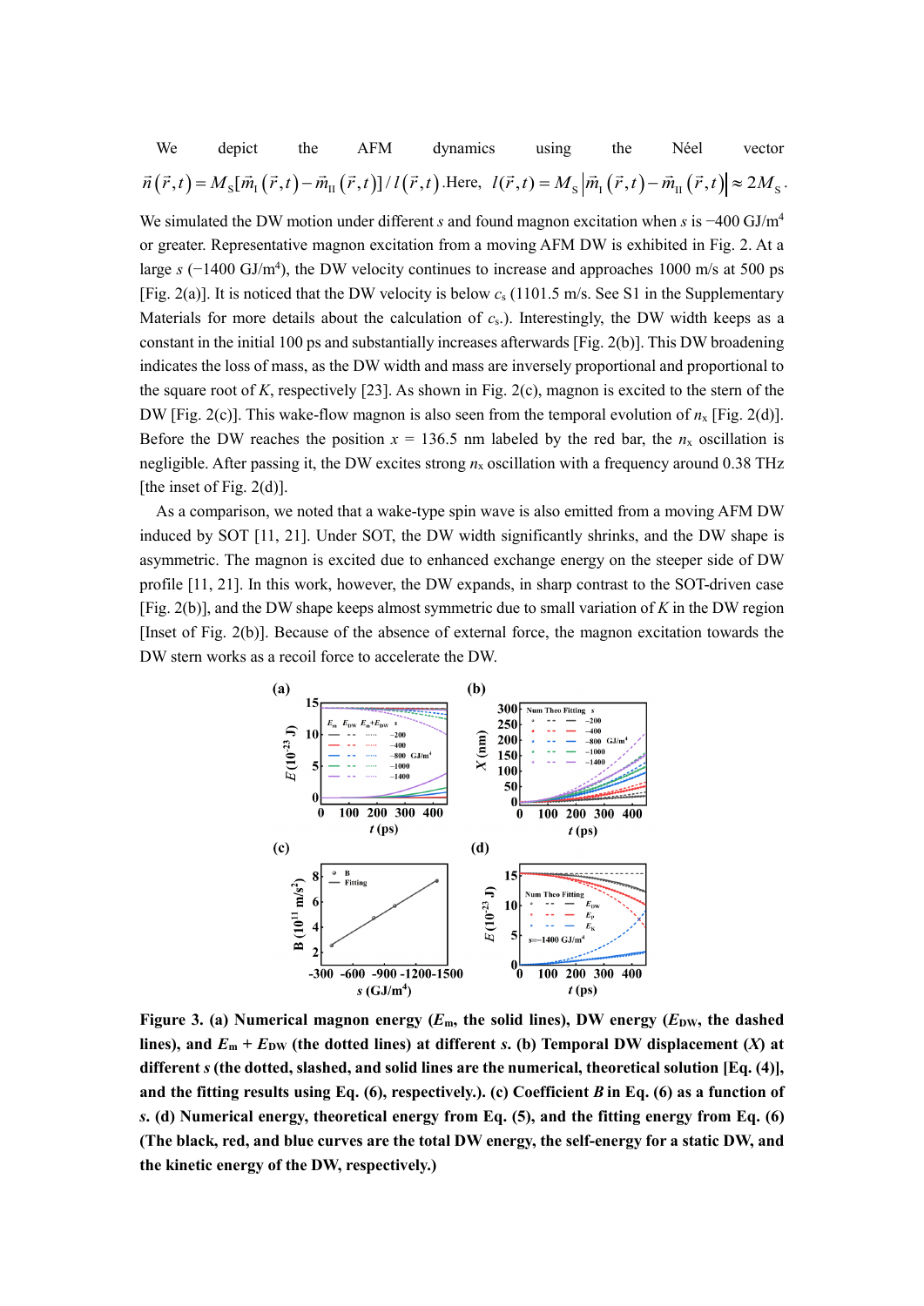We depict the AFM dynamics using the Néel vector $\vec{n}(\vec{r},t) = M_S[\vec{m}_I(\vec{r},t) - \vec{m}_{II}(\vec{r},t)]/l(\vec{r},t)$. Here, $l(\vec{r},t) = M_S|\vec{m}_I(\vec{r},t) - \vec{m}_{II}(\vec{r},t)| \approx 2M_S$.

We simulated the DW motion under different $s$ and found magnon excitation when $s$ is −400 GJ/m$^4$ or greater. Representative magnon excitation from a moving AFM DW is exhibited in Fig. 2. At a large $s$ (−1400 GJ/m$^4$), the DW velocity continues to increase and approaches 1000 m/s at 500 ps [Fig. 2(a)]. It is noticed that the DW velocity is below $c_s$ (1101.5 m/s. See S1 in the Supplementary Materials for more details about the calculation of $c_s$.). Interestingly, the DW width keeps as a constant in the initial 100 ps and substantially increases afterwards [Fig. 2(b)]. This DW broadening indicates the loss of mass, as the DW width and mass are inversely proportional and proportional to the square root of $K$, respectively [23]. As shown in Fig. 2(c), magnon is excited to the stern of the DW [Fig. 2(c)]. This wake-flow magnon is also seen from the temporal evolution of $n_x$ [Fig. 2(d)]. Before the DW reaches the position $x$ = 136.5 nm labeled by the red bar, the $n_x$ oscillation is negligible. After passing it, the DW excites strong $n_x$ oscillation with a frequency around 0.38 THz [the inset of Fig. 2(d)].

As a comparison, we noted that a wake-type spin wave is also emitted from a moving AFM DW induced by SOT [11, 21]. Under SOT, the DW width significantly shrinks, and the DW shape is asymmetric. The magnon is excited due to enhanced exchange energy on the steeper side of DW profile [11, 21]. In this work, however, the DW expands, in sharp contrast to the SOT-driven case [Fig. 2(b)], and the DW shape keeps almost symmetric due to small variation of $K$ in the DW region [Inset of Fig. 2(b)]. Because of the absence of external force, the magnon excitation towards the DW stern works as a recoil force to accelerate the DW.

(a)
$E$ ($10^{-23}$ J)
$E_m$ $E_{DW}$ $E_m$+$E_{DW}$ $s$
−200
−400
−800 GJ/m$^4$
−1000
−1400
0 100 200 300 400
$t$ (ps)

(b)
$X$ (nm)
Num Theo Fitting $s$
−200
−400
−800 GJ/m$^4$
−1000
−1400
0 100 200 300 400
$t$ (ps)

(c)
B ($10^{11}$ m/s$^2$)
B
Fitting
-300 -600 -900 -1200 -1500
$s$ (GJ/m$^4$)

(d)
$E$ ($10^{-23}$ J)
Num Theo Fitting
$E_{DW}$
$E_p$
$E_K$
$s$=−1400 GJ/m$^4$
0 100 200 300 400
$t$ (ps)

**Figure 3. (a) Numerical magnon energy ($E_m$, the solid lines), DW energy ($E_{DW}$, the dashed lines), and $E_m + E_{DW}$ (the dotted lines) at different $s$. (b) Temporal DW displacement ($X$) at different $s$ (the dotted, slashed, and solid lines are the numerical, theoretical solution [Eq. (4)], and the fitting results using Eq. (6), respectively.). (c) Coefficient $B$ in Eq. (6) as a function of $s$. (d) Numerical energy, theoretical energy from Eq. (5), and the fitting energy from Eq. (6) (The black, red, and blue curves are the total DW energy, the self-energy for a static DW, and the kinetic energy of the DW, respectively.)**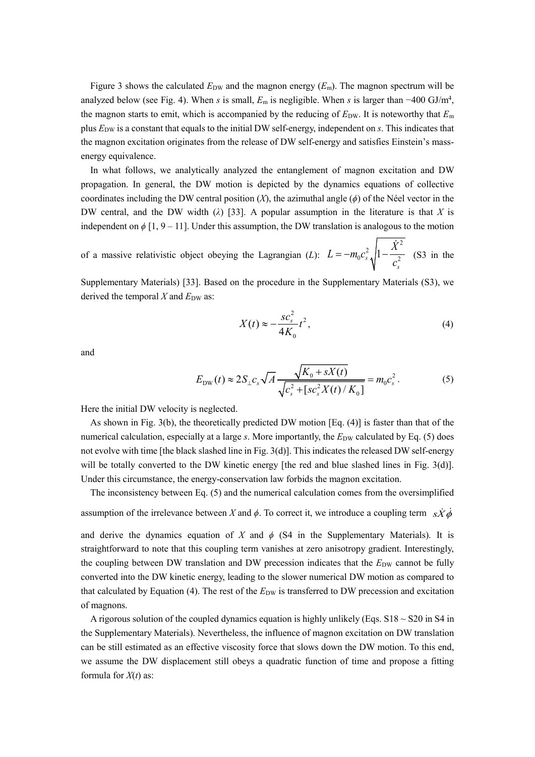Figure 3 shows the calculated $E_{\mathrm{DW}}$ and the magnon energy ($E_{\mathrm{m}}$). The magnon spectrum will be analyzed below (see Fig. 4). When $s$ is small, $E_{\mathrm{m}}$ is negligible. When $s$ is larger than −400 GJ/m$^4$, the magnon starts to emit, which is accompanied by the reducing of $E_{\mathrm{DW}}$. It is noteworthy that $E_{\mathrm{m}}$ plus $E_{\mathrm{DW}}$ is a constant that equals to the initial DW self-energy, independent on $s$. This indicates that the magnon excitation originates from the release of DW self-energy and satisfies Einstein's mass-energy equivalence.

In what follows, we analytically analyzed the entanglement of magnon excitation and DW propagation. In general, the DW motion is depicted by the dynamics equations of collective coordinates including the DW central position ($X$), the azimuthal angle ($\phi$) of the Néel vector in the DW central, and the DW width ($\lambda$) [33]. A popular assumption in the literature is that $X$ is independent on $\phi$ [1, 9 – 11]. Under this assumption, the DW translation is analogous to the motion of a massive relativistic object obeying the Lagrangian ($L$): $L = -m_0 c_s^2 \sqrt{1 - \frac{\dot{X}^2}{c_s^2}}$ (S3 in the Supplementary Materials) [33]. Based on the procedure in the Supplementary Materials (S3), we derived the temporal $X$ and $E_{\mathrm{DW}}$ as:

$$X(t) \approx -\frac{s c_s^2}{4K_0} t^2, \tag{4}$$

and

$$E_{\mathrm{DW}}(t) \approx 2S_{\perp} c_s \sqrt{A} \frac{\sqrt{K_0 + sX(t)}}{\sqrt{c_s^2 + [s c_s^2 X(t)/K_0]}} = m_0 c_s^2 . \tag{5}$$

Here the initial DW velocity is neglected.

As shown in Fig. 3(b), the theoretically predicted DW motion [Eq. (4)] is faster than that of the numerical calculation, especially at a large $s$. More importantly, the $E_{\mathrm{DW}}$ calculated by Eq. (5) does not evolve with time [the black slashed line in Fig. 3(d)]. This indicates the released DW self-energy will be totally converted to the DW kinetic energy [the red and blue slashed lines in Fig. 3(d)]. Under this circumstance, the energy-conservation law forbids the magnon excitation.

The inconsistency between Eq. (5) and the numerical calculation comes from the oversimplified assumption of the irrelevance between $X$ and $\phi$. To correct it, we introduce a coupling term $s\dot{X}\dot{\phi}$ and derive the dynamics equation of $X$ and $\phi$ (S4 in the Supplementary Materials). It is straightforward to note that this coupling term vanishes at zero anisotropy gradient. Interestingly, the coupling between DW translation and DW precession indicates that the $E_{\mathrm{DW}}$ cannot be fully converted into the DW kinetic energy, leading to the slower numerical DW motion as compared to that calculated by Equation (4). The rest of the $E_{\mathrm{DW}}$ is transferred to DW precession and excitation of magnons.

A rigorous solution of the coupled dynamics equation is highly unlikely (Eqs. S18 ~ S20 in S4 in the Supplementary Materials). Nevertheless, the influence of magnon excitation on DW translation can be still estimated as an effective viscosity force that slows down the DW motion. To this end, we assume the DW displacement still obeys a quadratic function of time and propose a fitting formula for $X(t)$ as: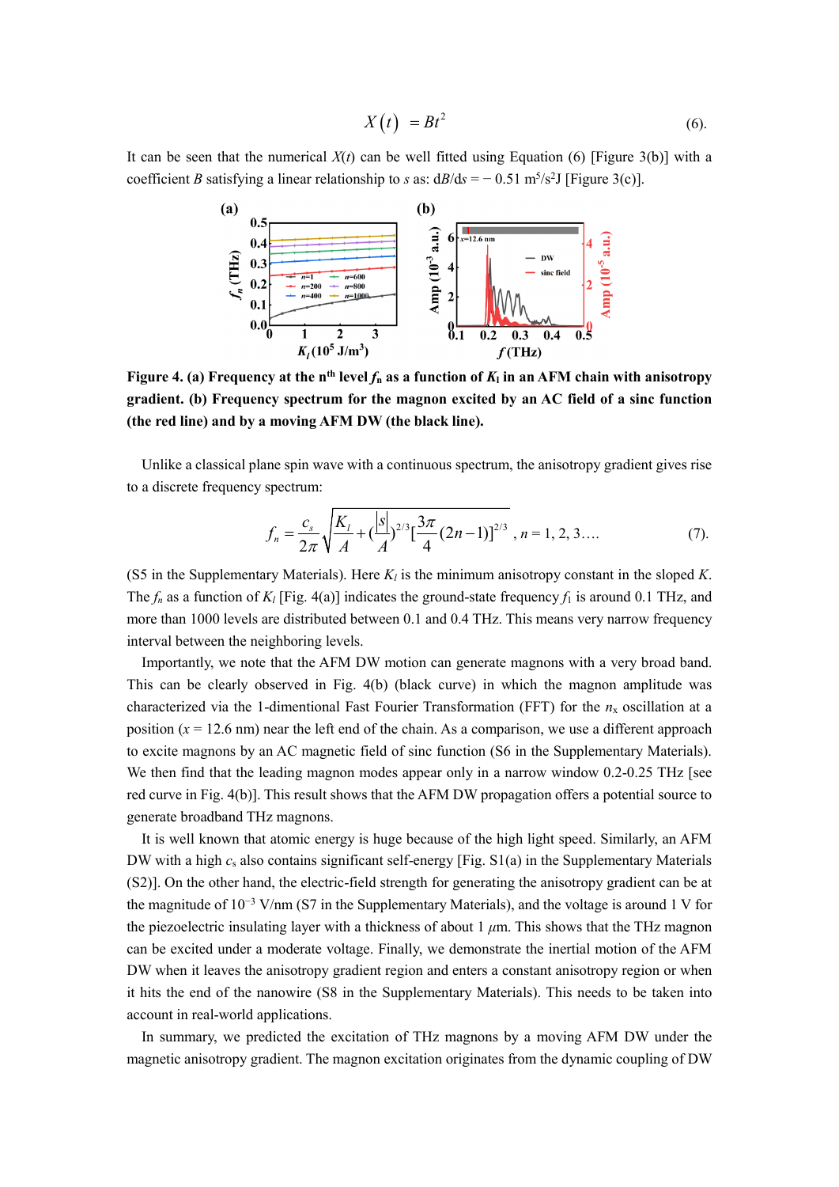$$X(t) = Bt^2 \tag{6}$$

It can be seen that the numerical $X(t)$ can be well fitted using Equation (6) [Figure 3(b)] with a coefficient $B$ satisfying a linear relationship to $s$ as: $dB/ds = -0.51$ m$^5$/s$^2$J [Figure 3(c)].

(a)
0.5
0.4
0.3
0.2
0.1
0.0
$f_n$ (THz)
0
1
2
3
$K_l$ ($10^5$ J/m$^3$)
n=1
n=200
n=400
n=600
n=800
n=1000

(b)
6
4
2
0
Amp ($10^{-3}$ a.u.)
4
2
0
Amp ($10^{-5}$ a.u.)
x=12.6 nm
DW
sinc field
0.1
0.2
0.3
0.4
0.5
$f$ (THz)

**Figure 4. (a) Frequency at the n$^{\text{th}}$ level $f_n$ as a function of $K_l$ in an AFM chain with anisotropy gradient. (b) Frequency spectrum for the magnon excited by an AC field of a sinc function (the red line) and by a moving AFM DW (the black line).**

Unlike a classical plane spin wave with a continuous spectrum, the anisotropy gradient gives rise to a discrete frequency spectrum:

$$f_n = \frac{c_s}{2\pi}\sqrt{\frac{K_l}{A} + \left(\frac{|s|}{A}\right)^{2/3}\left[\frac{3\pi}{4}(2n-1)\right]^{2/3}}, \; n = 1, 2, 3\ldots. \tag{7}$$

(S5 in the Supplementary Materials). Here $K_l$ is the minimum anisotropy constant in the sloped $K$. The $f_n$ as a function of $K_l$ [Fig. 4(a)] indicates the ground-state frequency $f_1$ is around 0.1 THz, and more than 1000 levels are distributed between 0.1 and 0.4 THz. This means very narrow frequency interval between the neighboring levels.

Importantly, we note that the AFM DW motion can generate magnons with a very broad band. This can be clearly observed in Fig. 4(b) (black curve) in which the magnon amplitude was characterized via the 1-dimentional Fast Fourier Transformation (FFT) for the $n_x$ oscillation at a position ($x = 12.6$ nm) near the left end of the chain. As a comparison, we use a different approach to excite magnons by an AC magnetic field of sinc function (S6 in the Supplementary Materials). We then find that the leading magnon modes appear only in a narrow window 0.2-0.25 THz [see red curve in Fig. 4(b)]. This result shows that the AFM DW propagation offers a potential source to generate broadband THz magnons.

It is well known that atomic energy is huge because of the high light speed. Similarly, an AFM DW with a high $c_s$ also contains significant self-energy [Fig. S1(a) in the Supplementary Materials (S2)]. On the other hand, the electric-field strength for generating the anisotropy gradient can be at the magnitude of $10^{-3}$ V/nm (S7 in the Supplementary Materials), and the voltage is around 1 V for the piezoelectric insulating layer with a thickness of about 1 $\mu$m. This shows that the THz magnon can be excited under a moderate voltage. Finally, we demonstrate the inertial motion of the AFM DW when it leaves the anisotropy gradient region and enters a constant anisotropy region or when it hits the end of the nanowire (S8 in the Supplementary Materials). This needs to be taken into account in real-world applications.

In summary, we predicted the excitation of THz magnons by a moving AFM DW under the magnetic anisotropy gradient. The magnon excitation originates from the dynamic coupling of DW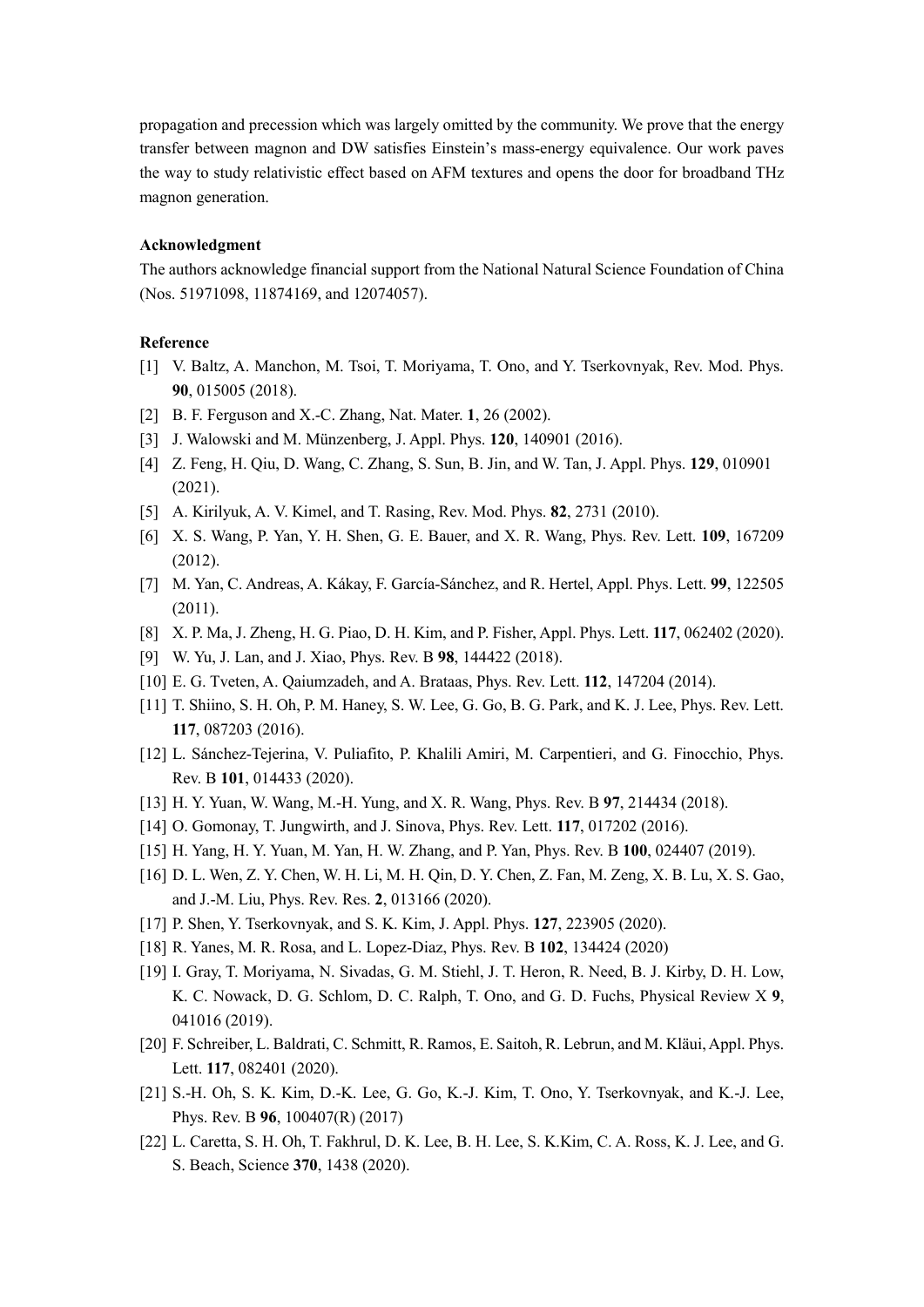propagation and precession which was largely omitted by the community. We prove that the energy transfer between magnon and DW satisfies Einstein's mass-energy equivalence. Our work paves the way to study relativistic effect based on AFM textures and opens the door for broadband THz magnon generation.

**Acknowledgment**

The authors acknowledge financial support from the National Natural Science Foundation of China (Nos. 51971098, 11874169, and 12074057).

**Reference**

[1] V. Baltz, A. Manchon, M. Tsoi, T. Moriyama, T. Ono, and Y. Tserkovnyak, Rev. Mod. Phys. **90**, 015005 (2018).

[2] B. F. Ferguson and X.-C. Zhang, Nat. Mater. **1**, 26 (2002).

[3] J. Walowski and M. Münzenberg, J. Appl. Phys. **120**, 140901 (2016).

[4] Z. Feng, H. Qiu, D. Wang, C. Zhang, S. Sun, B. Jin, and W. Tan, J. Appl. Phys. **129**, 010901 (2021).

[5] A. Kirilyuk, A. V. Kimel, and T. Rasing, Rev. Mod. Phys. **82**, 2731 (2010).

[6] X. S. Wang, P. Yan, Y. H. Shen, G. E. Bauer, and X. R. Wang, Phys. Rev. Lett. **109**, 167209 (2012).

[7] M. Yan, C. Andreas, A. Kákay, F. García-Sánchez, and R. Hertel, Appl. Phys. Lett. **99**, 122505 (2011).

[8] X. P. Ma, J. Zheng, H. G. Piao, D. H. Kim, and P. Fisher, Appl. Phys. Lett. **117**, 062402 (2020).

[9] W. Yu, J. Lan, and J. Xiao, Phys. Rev. B **98**, 144422 (2018).

[10] E. G. Tveten, A. Qaiumzadeh, and A. Brataas, Phys. Rev. Lett. **112**, 147204 (2014).

[11] T. Shiino, S. H. Oh, P. M. Haney, S. W. Lee, G. Go, B. G. Park, and K. J. Lee, Phys. Rev. Lett. **117**, 087203 (2016).

[12] L. Sánchez-Tejerina, V. Puliafito, P. Khalili Amiri, M. Carpentieri, and G. Finocchio, Phys. Rev. B **101**, 014433 (2020).

[13] H. Y. Yuan, W. Wang, M.-H. Yung, and X. R. Wang, Phys. Rev. B **97**, 214434 (2018).

[14] O. Gomonay, T. Jungwirth, and J. Sinova, Phys. Rev. Lett. **117**, 017202 (2016).

[15] H. Yang, H. Y. Yuan, M. Yan, H. W. Zhang, and P. Yan, Phys. Rev. B **100**, 024407 (2019).

[16] D. L. Wen, Z. Y. Chen, W. H. Li, M. H. Qin, D. Y. Chen, Z. Fan, M. Zeng, X. B. Lu, X. S. Gao, and J.-M. Liu, Phys. Rev. Res. **2**, 013166 (2020).

[17] P. Shen, Y. Tserkovnyak, and S. K. Kim, J. Appl. Phys. **127**, 223905 (2020).

[18] R. Yanes, M. R. Rosa, and L. Lopez-Diaz, Phys. Rev. B **102**, 134424 (2020)

[19] I. Gray, T. Moriyama, N. Sivadas, G. M. Stiehl, J. T. Heron, R. Need, B. J. Kirby, D. H. Low, K. C. Nowack, D. G. Schlom, D. C. Ralph, T. Ono, and G. D. Fuchs, Physical Review X **9**, 041016 (2019).

[20] F. Schreiber, L. Baldrati, C. Schmitt, R. Ramos, E. Saitoh, R. Lebrun, and M. Kläui, Appl. Phys. Lett. **117**, 082401 (2020).

[21] S.-H. Oh, S. K. Kim, D.-K. Lee, G. Go, K.-J. Kim, T. Ono, Y. Tserkovnyak, and K.-J. Lee, Phys. Rev. B **96**, 100407(R) (2017)

[22] L. Caretta, S. H. Oh, T. Fakhrul, D. K. Lee, B. H. Lee, S. K.Kim, C. A. Ross, K. J. Lee, and G. S. Beach, Science **370**, 1438 (2020).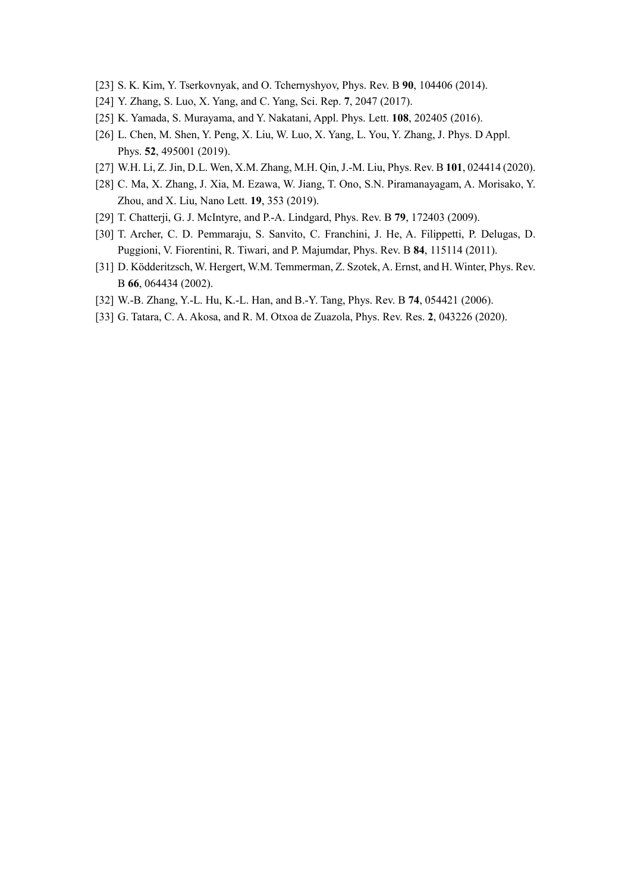[23] S. K. Kim, Y. Tserkovnyak, and O. Tchernyshyov, Phys. Rev. B **90**, 104406 (2014).

[24] Y. Zhang, S. Luo, X. Yang, and C. Yang, Sci. Rep. **7**, 2047 (2017).

[25] K. Yamada, S. Murayama, and Y. Nakatani, Appl. Phys. Lett. **108**, 202405 (2016).

[26] L. Chen, M. Shen, Y. Peng, X. Liu, W. Luo, X. Yang, L. You, Y. Zhang, J. Phys. D Appl. Phys. **52**, 495001 (2019).

[27] W.H. Li, Z. Jin, D.L. Wen, X.M. Zhang, M.H. Qin, J.-M. Liu, Phys. Rev. B **101**, 024414 (2020).

[28] C. Ma, X. Zhang, J. Xia, M. Ezawa, W. Jiang, T. Ono, S.N. Piramanayagam, A. Morisako, Y. Zhou, and X. Liu, Nano Lett. **19**, 353 (2019).

[29] T. Chatterji, G. J. McIntyre, and P.-A. Lindgard, Phys. Rev. B **79**, 172403 (2009).

[30] T. Archer, C. D. Pemmaraju, S. Sanvito, C. Franchini, J. He, A. Filippetti, P. Delugas, D. Puggioni, V. Fiorentini, R. Tiwari, and P. Majumdar, Phys. Rev. B **84**, 115114 (2011).

[31] D. Ködderitzsch, W. Hergert, W.M. Temmerman, Z. Szotek, A. Ernst, and H. Winter, Phys. Rev. B **66**, 064434 (2002).

[32] W.-B. Zhang, Y.-L. Hu, K.-L. Han, and B.-Y. Tang, Phys. Rev. B **74**, 054421 (2006).

[33] G. Tatara, C. A. Akosa, and R. M. Otxoa de Zuazola, Phys. Rev. Res. **2**, 043226 (2020).